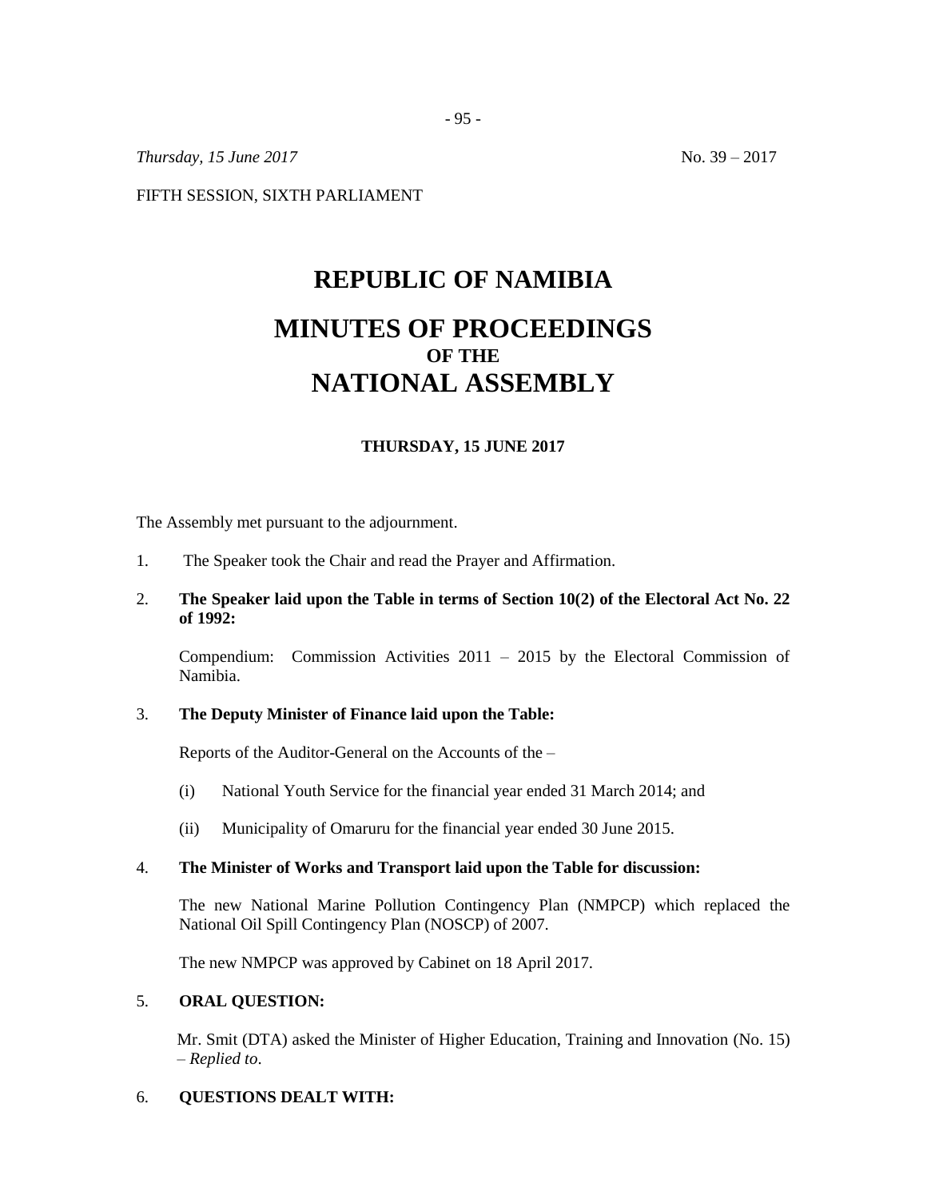*Thursday, 15 June 2017* No. 39 – 2017

FIFTH SESSION, SIXTH PARLIAMENT

# REPUBLIC OF NAMIBIA

# MINUTES OF PROCEEDINGS
## OF THE
# NATIONAL ASSEMBLY

### THURSDAY, 15 JUNE 2017

The Assembly met pursuant to the adjournment.

1. The Speaker took the Chair and read the Prayer and Affirmation.

2. **The Speaker laid upon the Table in terms of Section 10(2) of the Electoral Act No. 22 of 1992:**

   Compendium: Commission Activities 2011 – 2015 by the Electoral Commission of Namibia.

3. **The Deputy Minister of Finance laid upon the Table:**

   Reports of the Auditor-General on the Accounts of the –

   (i) National Youth Service for the financial year ended 31 March 2014; and

   (ii) Municipality of Omaruru for the financial year ended 30 June 2015.

4. **The Minister of Works and Transport laid upon the Table for discussion:**

   The new National Marine Pollution Contingency Plan (NMPCP) which replaced the National Oil Spill Contingency Plan (NOSCP) of 2007.

   The new NMPCP was approved by Cabinet on 18 April 2017.

5. **ORAL QUESTION:**

   Mr. Smit (DTA) asked the Minister of Higher Education, Training and Innovation (No. 15) – *Replied to*.

6. **QUESTIONS DEALT WITH:**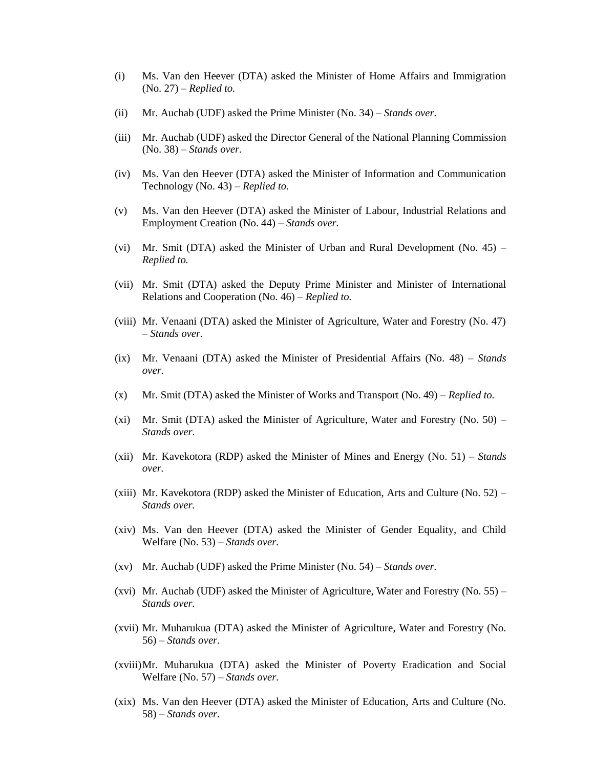(i) Ms. Van den Heever (DTA) asked the Minister of Home Affairs and Immigration (No. 27) – *Replied to.*

(ii) Mr. Auchab (UDF) asked the Prime Minister (No. 34) – *Stands over.*

(iii) Mr. Auchab (UDF) asked the Director General of the National Planning Commission (No. 38) – *Stands over.*

(iv) Ms. Van den Heever (DTA) asked the Minister of Information and Communication Technology (No. 43) – *Replied to.*

(v) Ms. Van den Heever (DTA) asked the Minister of Labour, Industrial Relations and Employment Creation (No. 44) – *Stands over.*

(vi) Mr. Smit (DTA) asked the Minister of Urban and Rural Development (No. 45) – *Replied to.*

(vii) Mr. Smit (DTA) asked the Deputy Prime Minister and Minister of International Relations and Cooperation (No. 46) – *Replied to.*

(viii) Mr. Venaani (DTA) asked the Minister of Agriculture, Water and Forestry (No. 47) – *Stands over.*

(ix) Mr. Venaani (DTA) asked the Minister of Presidential Affairs (No. 48) – *Stands over.*

(x) Mr. Smit (DTA) asked the Minister of Works and Transport (No. 49) – *Replied to.*

(xi) Mr. Smit (DTA) asked the Minister of Agriculture, Water and Forestry (No. 50) – *Stands over.*

(xii) Mr. Kavekotora (RDP) asked the Minister of Mines and Energy (No. 51) – *Stands over.*

(xiii) Mr. Kavekotora (RDP) asked the Minister of Education, Arts and Culture (No. 52) – *Stands over.*

(xiv) Ms. Van den Heever (DTA) asked the Minister of Gender Equality, and Child Welfare (No. 53) – *Stands over.*

(xv) Mr. Auchab (UDF) asked the Prime Minister (No. 54) – *Stands over.*

(xvi) Mr. Auchab (UDF) asked the Minister of Agriculture, Water and Forestry (No. 55) – *Stands over.*

(xvii) Mr. Muharukua (DTA) asked the Minister of Agriculture, Water and Forestry (No. 56) – *Stands over.*

(xviii) Mr. Muharukua (DTA) asked the Minister of Poverty Eradication and Social Welfare (No. 57) – *Stands over.*

(xix) Ms. Van den Heever (DTA) asked the Minister of Education, Arts and Culture (No. 58) – *Stands over.*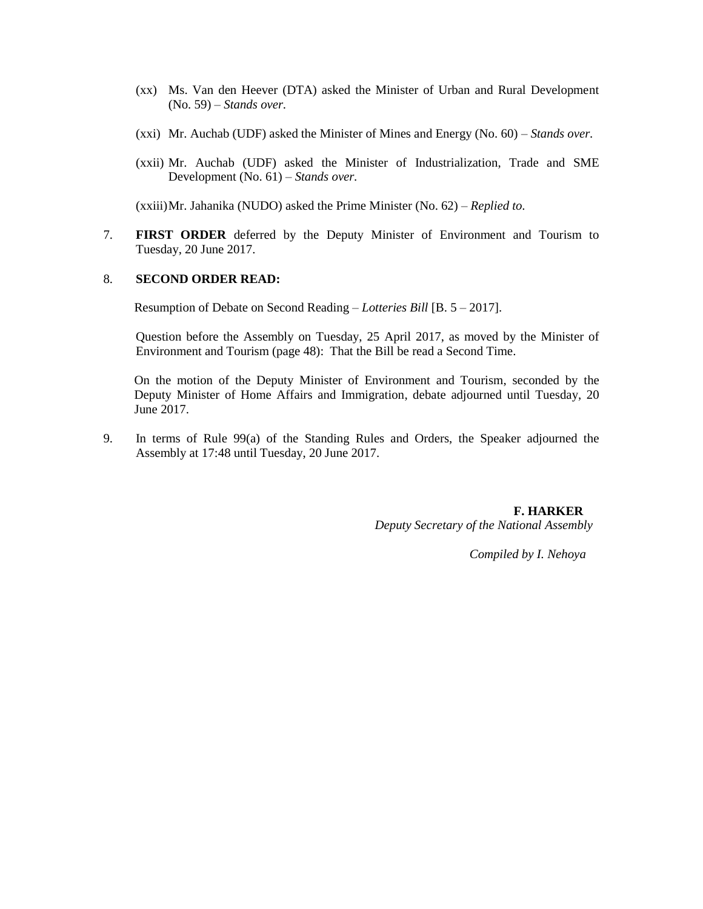(xx) Ms. Van den Heever (DTA) asked the Minister of Urban and Rural Development (No. 59) – *Stands over.*

(xxi) Mr. Auchab (UDF) asked the Minister of Mines and Energy (No. 60) – *Stands over.*

(xxii) Mr. Auchab (UDF) asked the Minister of Industrialization, Trade and SME Development (No. 61) – *Stands over.*

(xxiii) Mr. Jahanika (NUDO) asked the Prime Minister (No. 62) – *Replied to.*

7. **FIRST ORDER** deferred by the Deputy Minister of Environment and Tourism to Tuesday, 20 June 2017.

8. **SECOND ORDER READ:**

Resumption of Debate on Second Reading – *Lotteries Bill* [B. 5 – 2017].

Question before the Assembly on Tuesday, 25 April 2017, as moved by the Minister of Environment and Tourism (page 48): That the Bill be read a Second Time.

On the motion of the Deputy Minister of Environment and Tourism, seconded by the Deputy Minister of Home Affairs and Immigration, debate adjourned until Tuesday, 20 June 2017.

9. In terms of Rule 99(a) of the Standing Rules and Orders, the Speaker adjourned the Assembly at 17:48 until Tuesday, 20 June 2017.

**F. HARKER**
*Deputy Secretary of the National Assembly*

*Compiled by I. Nehoya*